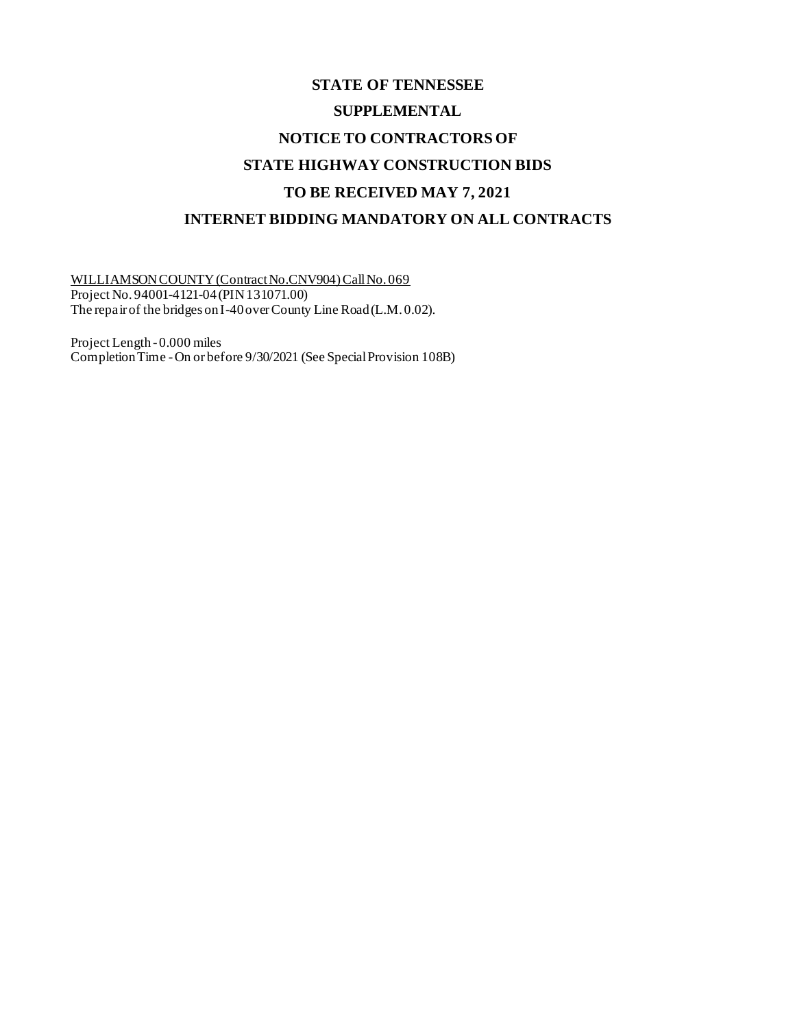# STATE OF TENNESSEE

## SUPPLEMENTAL

## NOTICE TO CONTRACTORS OF

## STATE HIGHWAY CONSTRUCTION BIDS

## TO BE RECEIVED MAY 7, 2021

## INTERNET BIDDING MANDATORY ON ALL CONTRACTS

<u>WILLIAMSON COUNTY (Contract No.CNV904) Call No. 069</u>
Project No. 94001-4121-04 (PIN 131071.00)
The repair of the bridges on I-40 over County Line Road (L.M. 0.02).

Project Length - 0.000 miles
Completion Time - On or before 9/30/2021 (See Special Provision 108B)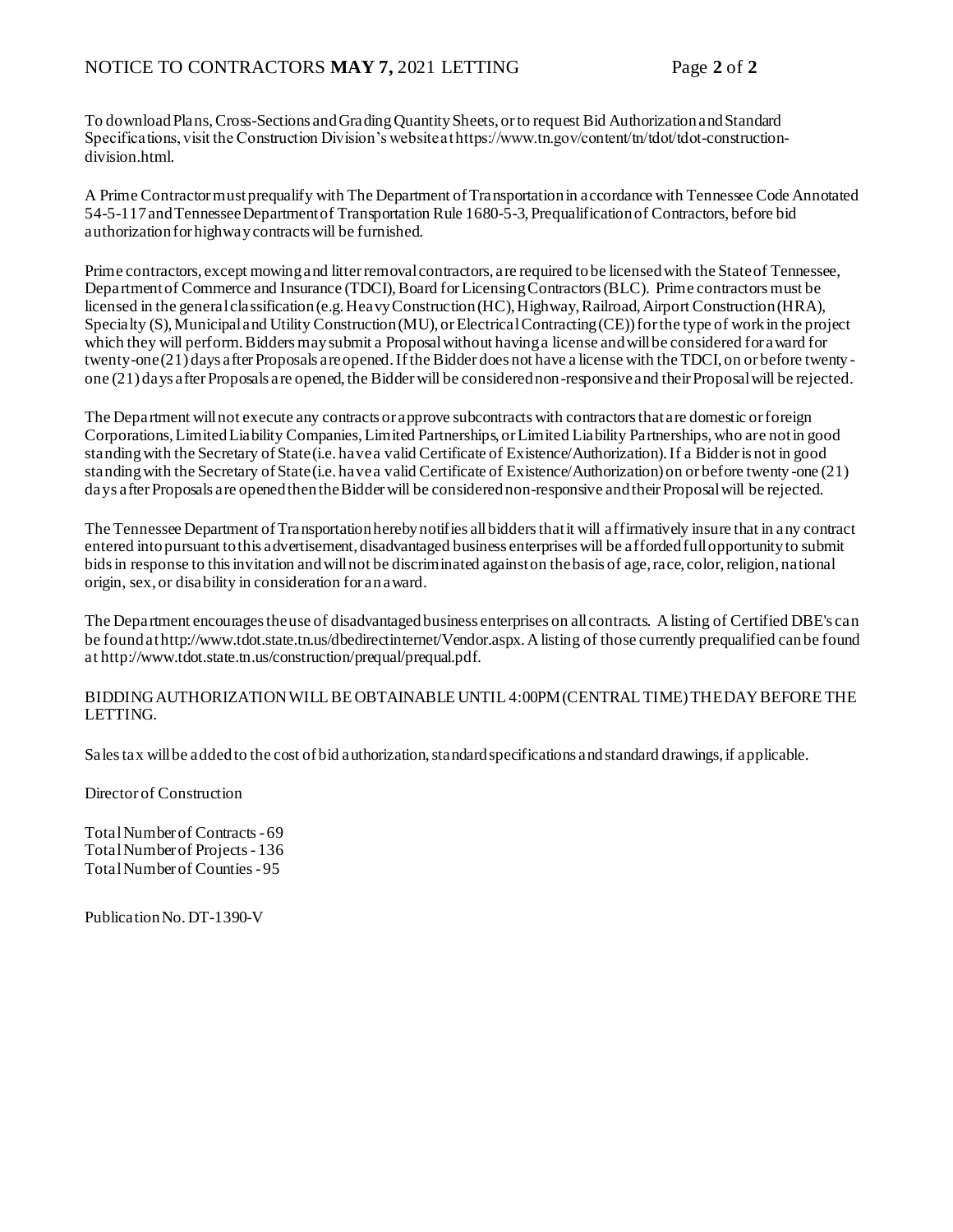To download Plans, Cross-Sections and Grading Quantity Sheets, or to request Bid Authorization and Standard Specifications, visit the Construction Division's website at https://www.tn.gov/content/tn/tdot/tdot-construction-division.html.

A Prime Contractor must prequalify with The Department of Transportation in accordance with Tennessee Code Annotated 54-5-117 and Tennessee Department of Transportation Rule 1680-5-3, Prequalification of Contractors, before bid authorization for highway contracts will be furnished.

Prime contractors, except mowing and litter removal contractors, are required to be licensed with the State of Tennessee, Department of Commerce and Insurance (TDCI), Board for Licensing Contractors (BLC). Prime contractors must be licensed in the general classification (e.g. Heavy Construction (HC), Highway, Railroad, Airport Construction (HRA), Specialty (S), Municipal and Utility Construction (MU), or Electrical Contracting (CE)) for the type of work in the project which they will perform. Bidders may submit a Proposal without having a license and will be considered for award for twenty-one (21) days after Proposals are opened. If the Bidder does not have a license with the TDCI, on or before twenty-one (21) days after Proposals are opened, the Bidder will be considered non-responsive and their Proposal will be rejected.

The Department will not execute any contracts or approve subcontracts with contractors that are domestic or foreign Corporations, Limited Liability Companies, Limited Partnerships, or Limited Liability Partnerships, who are not in good standing with the Secretary of State (i.e. have a valid Certificate of Existence/Authorization). If a Bidder is not in good standing with the Secretary of State (i.e. have a valid Certificate of Existence/Authorization) on or before twenty-one (21) days after Proposals are opened then the Bidder will be considered non-responsive and their Proposal will be rejected.

The Tennessee Department of Transportation hereby notifies all bidders that it will affirmatively insure that in any contract entered into pursuant to this advertisement, disadvantaged business enterprises will be afforded full opportunity to submit bids in response to this invitation and will not be discriminated against on the basis of age, race, color, religion, national origin, sex, or disability in consideration for an award.

The Department encourages the use of disadvantaged business enterprises on all contracts. A listing of Certified DBE's can be found at http://www.tdot.state.tn.us/dbedirectinternet/Vendor.aspx. A listing of those currently prequalified can be found at http://www.tdot.state.tn.us/construction/prequal/prequal.pdf.

BIDDING AUTHORIZATION WILL BE OBTAINABLE UNTIL 4:00PM (CENTRAL TIME) THE DAY BEFORE THE LETTING.

Sales tax will be added to the cost of bid authorization, standard specifications and standard drawings, if applicable.

Director of Construction

Total Number of Contracts - 69
Total Number of Projects - 136
Total Number of Counties - 95

Publication No. DT-1390-V